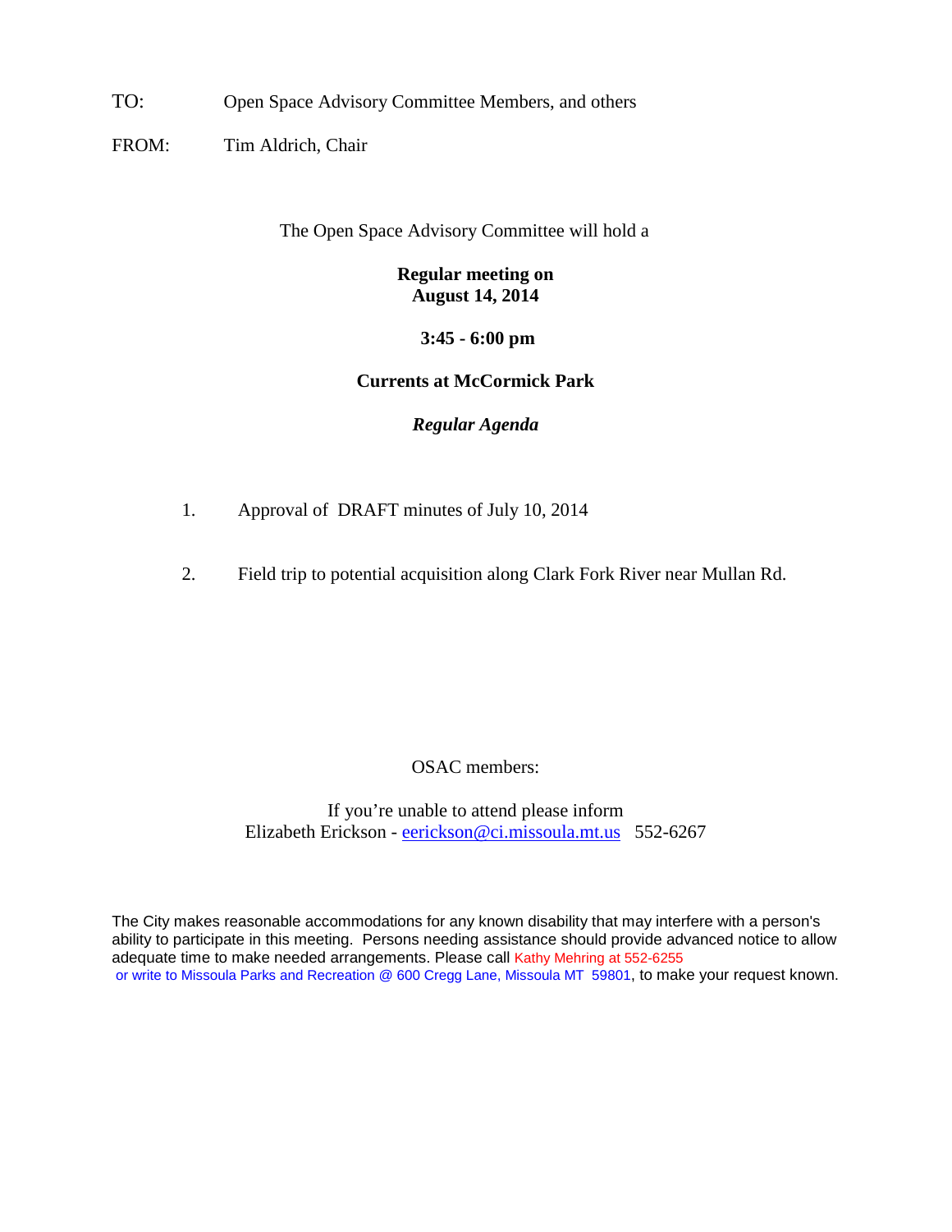TO: Open Space Advisory Committee Members, and others

FROM: Tim Aldrich, Chair

The Open Space Advisory Committee will hold a

**Regular meeting on**
**August 14, 2014**

**3:45 - 6:00 pm**

**Currents at McCormick Park**

***Regular Agenda***

1. Approval of DRAFT minutes of July 10, 2014

2. Field trip to potential acquisition along Clark Fork River near Mullan Rd.

OSAC members:

If you're unable to attend please inform
Elizabeth Erickson - eerickson@ci.missoula.mt.us 552-6267

The City makes reasonable accommodations for any known disability that may interfere with a person's ability to participate in this meeting. Persons needing assistance should provide advanced notice to allow adequate time to make needed arrangements. Please call Kathy Mehring at 552-6255 or write to Missoula Parks and Recreation @ 600 Cregg Lane, Missoula MT 59801, to make your request known.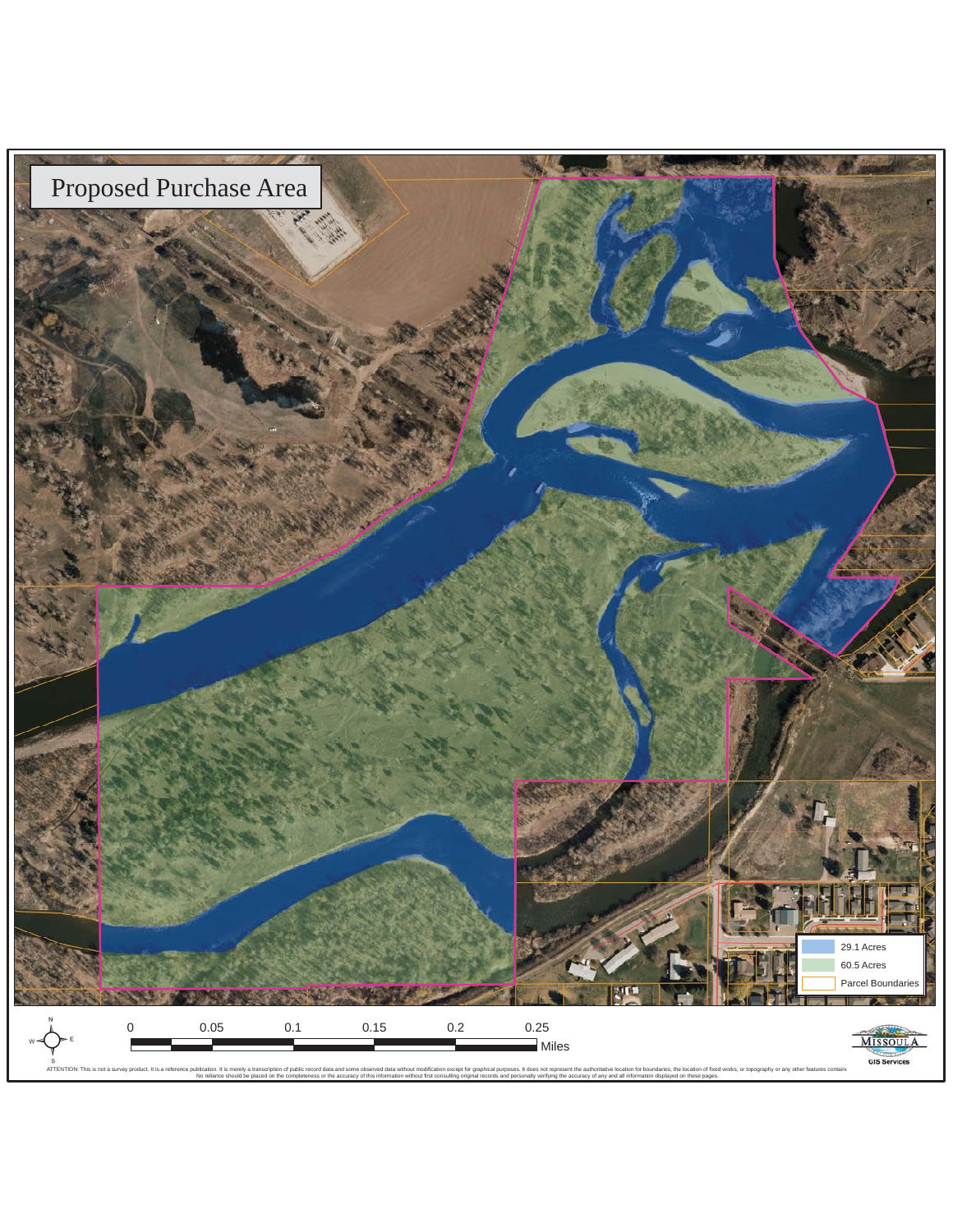# Proposed Purchase Area

29.1 Acres

60.5 Acres

Parcel Boundaries

N
W E
S

0 0.05 0.1 0.15 0.2 0.25
Miles

MISSOULA
GIS Services

ATTENTION: This is not a survey product. It is a reference publication. It is merely a transcription of public record data and some observed data without modification except for graphical purposes. It does not represent the authoritative location for boundaries, the location of fixed works, or topography or any other features containe
No reliance should be placed on the completeness or the accuracy of this information without first consulting original records and personally verifying the accuracy of any and all information displayed on these pages.